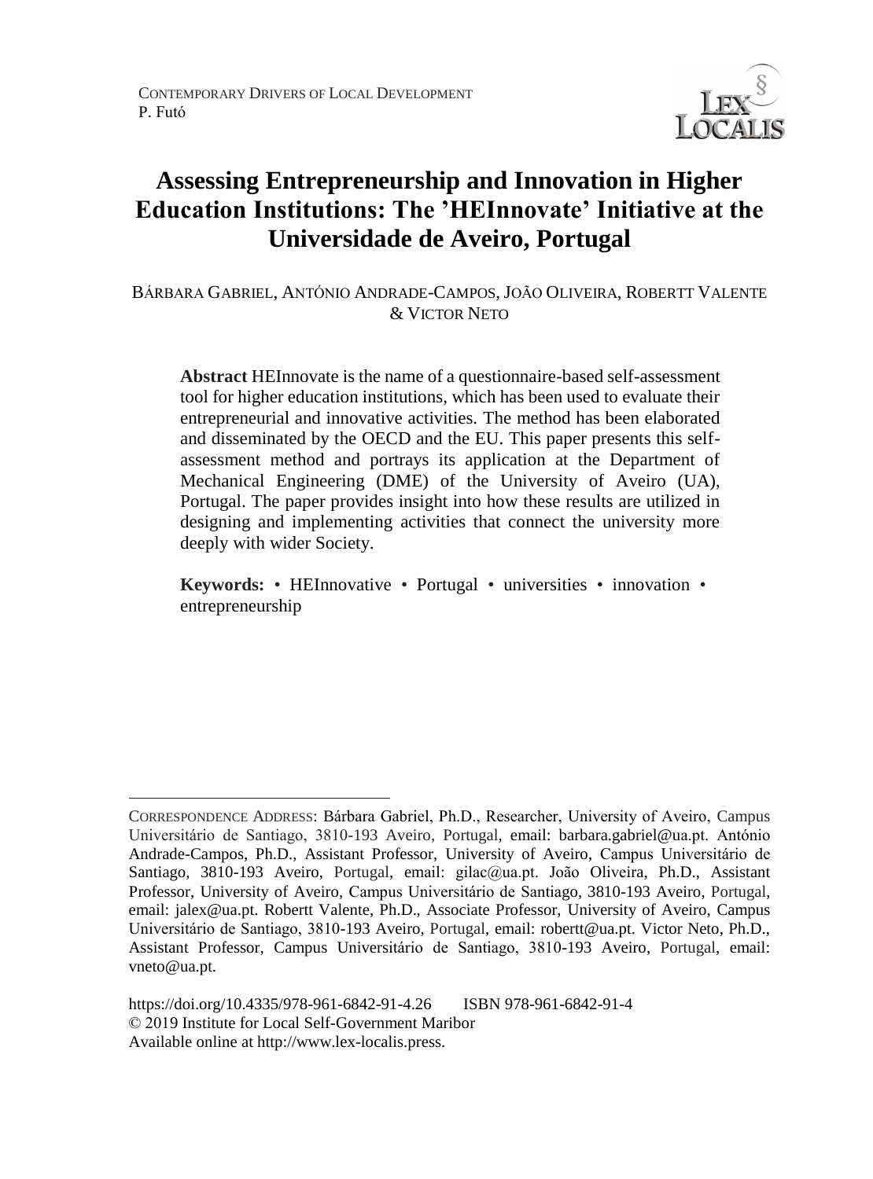# Assessing Entrepreneurship and Innovation in Higher Education Institutions: The 'HEInnovate' Initiative at the Universidade de Aveiro, Portugal

BÁRBARA GABRIEL, ANTÓNIO ANDRADE-CAMPOS, JOÃO OLIVEIRA, ROBERTT VALENTE & VICTOR NETO

**Abstract** HEInnovate is the name of a questionnaire-based self-assessment tool for higher education institutions, which has been used to evaluate their entrepreneurial and innovative activities. The method has been elaborated and disseminated by the OECD and the EU. This paper presents this self-assessment method and portrays its application at the Department of Mechanical Engineering (DME) of the University of Aveiro (UA), Portugal. The paper provides insight into how these results are utilized in designing and implementing activities that connect the university more deeply with wider Society.

**Keywords:** • HEInnovative • Portugal • universities • innovation • entrepreneurship

---

CORRESPONDENCE ADDRESS: Bárbara Gabriel, Ph.D., Researcher, University of Aveiro, Campus Universitário de Santiago, 3810-193 Aveiro, Portugal, email: barbara.gabriel@ua.pt. António Andrade-Campos, Ph.D., Assistant Professor, University of Aveiro, Campus Universitário de Santiago, 3810-193 Aveiro, Portugal, email: gilac@ua.pt. João Oliveira, Ph.D., Assistant Professor, University of Aveiro, Campus Universitário de Santiago, 3810-193 Aveiro, Portugal, email: jalex@ua.pt. Robertt Valente, Ph.D., Associate Professor, University of Aveiro, Campus Universitário de Santiago, 3810-193 Aveiro, Portugal, email: robertt@ua.pt. Victor Neto, Ph.D., Assistant Professor, Campus Universitário de Santiago, 3810-193 Aveiro, Portugal, email: vneto@ua.pt.

https://doi.org/10.4335/978-961-6842-91-4.26 ISBN 978-961-6842-91-4
© 2019 Institute for Local Self-Government Maribor
Available online at http://www.lex-localis.press.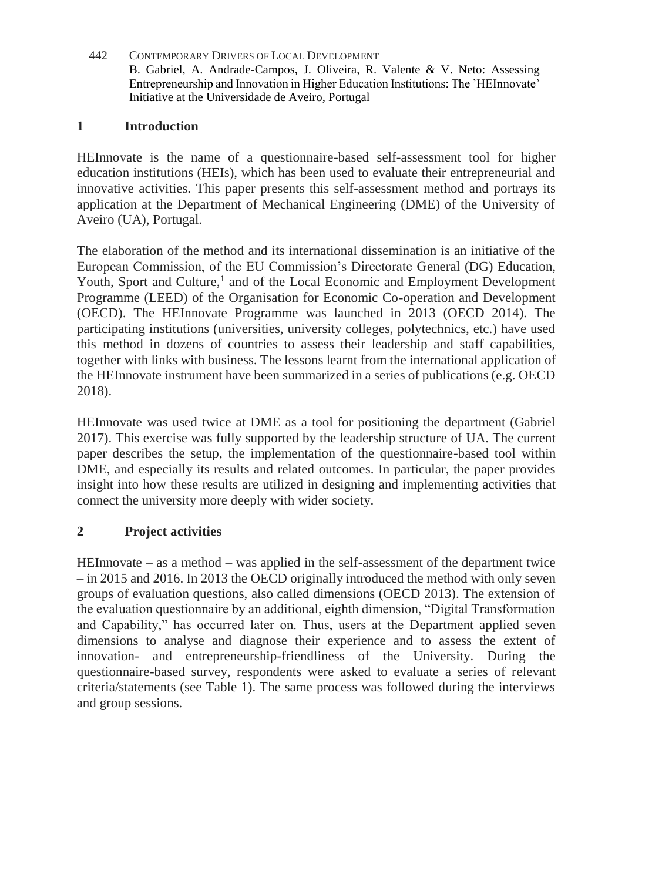## 1 Introduction

HEInnovate is the name of a questionnaire-based self-assessment tool for higher education institutions (HEIs), which has been used to evaluate their entrepreneurial and innovative activities. This paper presents this self-assessment method and portrays its application at the Department of Mechanical Engineering (DME) of the University of Aveiro (UA), Portugal.

The elaboration of the method and its international dissemination is an initiative of the European Commission, of the EU Commission's Directorate General (DG) Education, Youth, Sport and Culture,[1] and of the Local Economic and Employment Development Programme (LEED) of the Organisation for Economic Co-operation and Development (OECD). The HEInnovate Programme was launched in 2013 (OECD 2014). The participating institutions (universities, university colleges, polytechnics, etc.) have used this method in dozens of countries to assess their leadership and staff capabilities, together with links with business. The lessons learnt from the international application of the HEInnovate instrument have been summarized in a series of publications (e.g. OECD 2018).

HEInnovate was used twice at DME as a tool for positioning the department (Gabriel 2017). This exercise was fully supported by the leadership structure of UA. The current paper describes the setup, the implementation of the questionnaire-based tool within DME, and especially its results and related outcomes. In particular, the paper provides insight into how these results are utilized in designing and implementing activities that connect the university more deeply with wider society.

## 2 Project activities

HEInnovate – as a method – was applied in the self-assessment of the department twice – in 2015 and 2016. In 2013 the OECD originally introduced the method with only seven groups of evaluation questions, also called dimensions (OECD 2013). The extension of the evaluation questionnaire by an additional, eighth dimension, "Digital Transformation and Capability," has occurred later on. Thus, users at the Department applied seven dimensions to analyse and diagnose their experience and to assess the extent of innovation- and entrepreneurship-friendliness of the University. During the questionnaire-based survey, respondents were asked to evaluate a series of relevant criteria/statements (see Table 1). The same process was followed during the interviews and group sessions.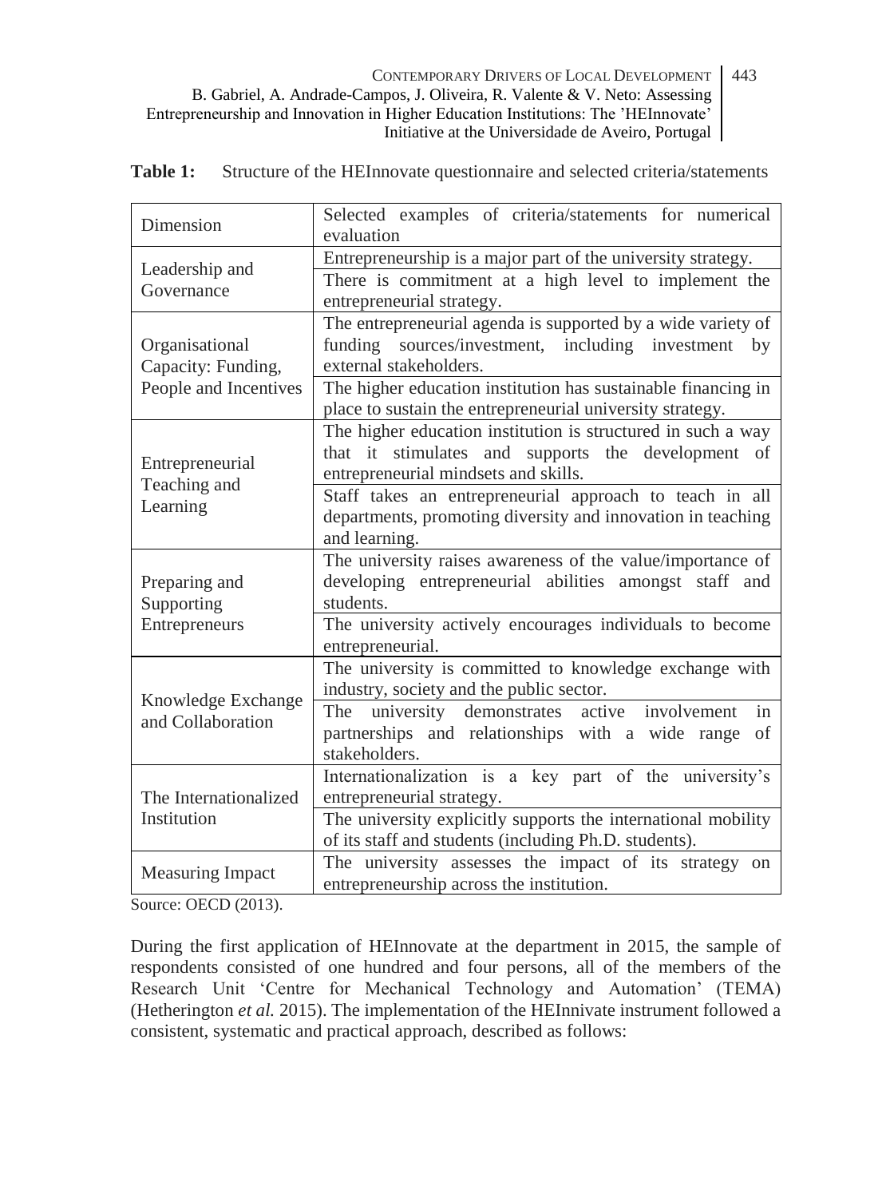**Table 1:** Structure of the HEInnovate questionnaire and selected criteria/statements

| Dimension | Selected examples of criteria/statements for numerical evaluation |
|---|---|
| Leadership and Governance | Entrepreneurship is a major part of the university strategy. |
| | There is commitment at a high level to implement the entrepreneurial strategy. |
| Organisational Capacity: Funding, People and Incentives | The entrepreneurial agenda is supported by a wide variety of funding sources/investment, including investment by external stakeholders. |
| | The higher education institution has sustainable financing in place to sustain the entrepreneurial university strategy. |
| Entrepreneurial Teaching and Learning | The higher education institution is structured in such a way that it stimulates and supports the development of entrepreneurial mindsets and skills. |
| | Staff takes an entrepreneurial approach to teach in all departments, promoting diversity and innovation in teaching and learning. |
| Preparing and Supporting Entrepreneurs | The university raises awareness of the value/importance of developing entrepreneurial abilities amongst staff and students. |
| | The university actively encourages individuals to become entrepreneurial. |
| Knowledge Exchange and Collaboration | The university is committed to knowledge exchange with industry, society and the public sector. |
| | The university demonstrates active involvement in partnerships and relationships with a wide range of stakeholders. |
| The Internationalized Institution | Internationalization is a key part of the university's entrepreneurial strategy. |
| | The university explicitly supports the international mobility of its staff and students (including Ph.D. students). |
| Measuring Impact | The university assesses the impact of its strategy on entrepreneurship across the institution. |

Source: OECD (2013).

During the first application of HEInnovate at the department in 2015, the sample of respondents consisted of one hundred and four persons, all of the members of the Research Unit 'Centre for Mechanical Technology and Automation' (TEMA) (Hetherington *et al.* 2015). The implementation of the HEInnivate instrument followed a consistent, systematic and practical approach, described as follows: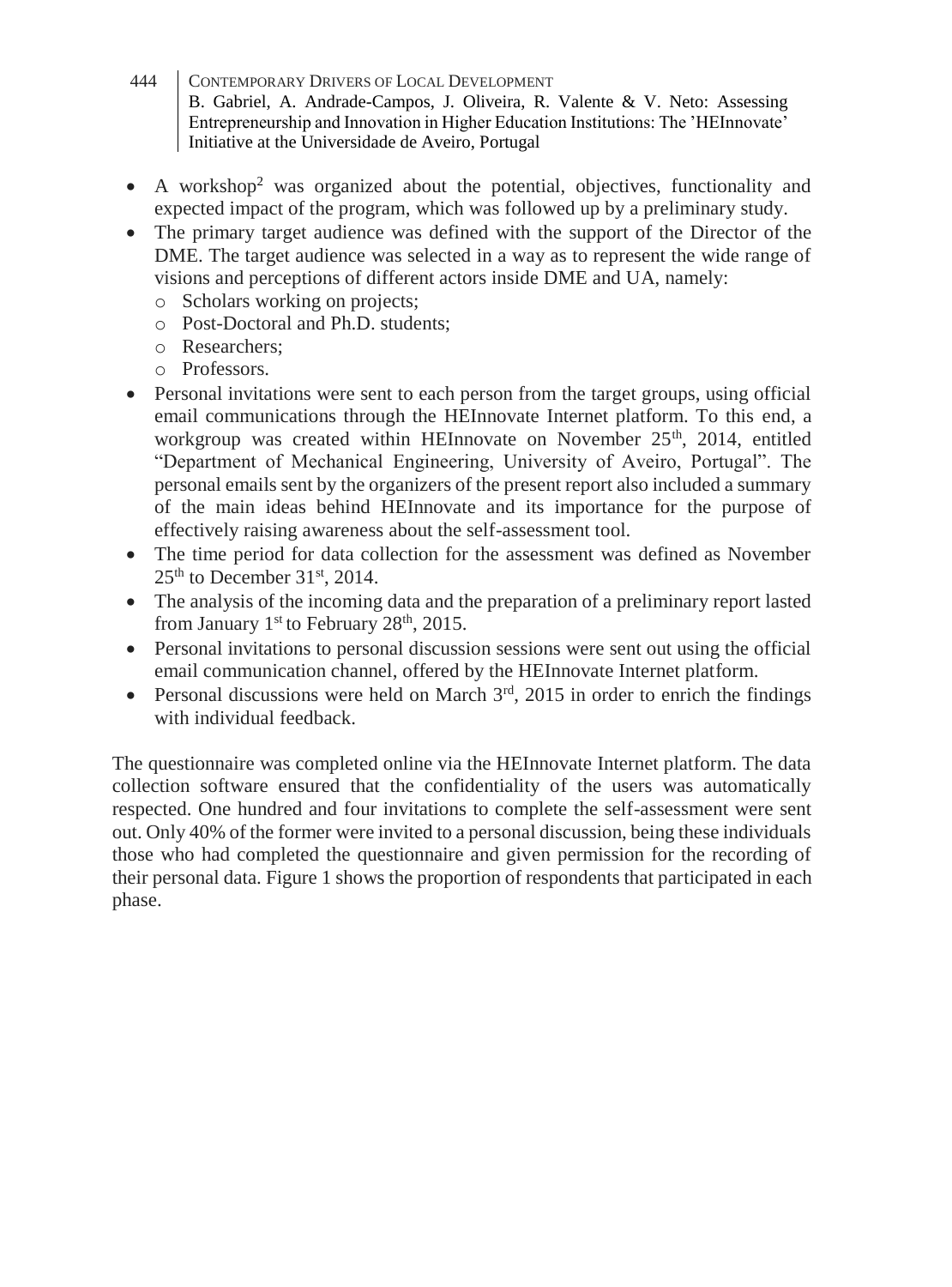- A workshop[2] was organized about the potential, objectives, functionality and expected impact of the program, which was followed up by a preliminary study.
- The primary target audience was defined with the support of the Director of the DME. The target audience was selected in a way as to represent the wide range of visions and perceptions of different actors inside DME and UA, namely:
  - Scholars working on projects;
  - Post-Doctoral and Ph.D. students;
  - Researchers;
  - Professors.
- Personal invitations were sent to each person from the target groups, using official email communications through the HEInnovate Internet platform. To this end, a workgroup was created within HEInnovate on November 25th, 2014, entitled "Department of Mechanical Engineering, University of Aveiro, Portugal". The personal emails sent by the organizers of the present report also included a summary of the main ideas behind HEInnovate and its importance for the purpose of effectively raising awareness about the self-assessment tool.
- The time period for data collection for the assessment was defined as November 25th to December 31st, 2014.
- The analysis of the incoming data and the preparation of a preliminary report lasted from January 1st to February 28th, 2015.
- Personal invitations to personal discussion sessions were sent out using the official email communication channel, offered by the HEInnovate Internet platform.
- Personal discussions were held on March 3rd, 2015 in order to enrich the findings with individual feedback.

The questionnaire was completed online via the HEInnovate Internet platform. The data collection software ensured that the confidentiality of the users was automatically respected. One hundred and four invitations to complete the self-assessment were sent out. Only 40% of the former were invited to a personal discussion, being these individuals those who had completed the questionnaire and given permission for the recording of their personal data. Figure 1 shows the proportion of respondents that participated in each phase.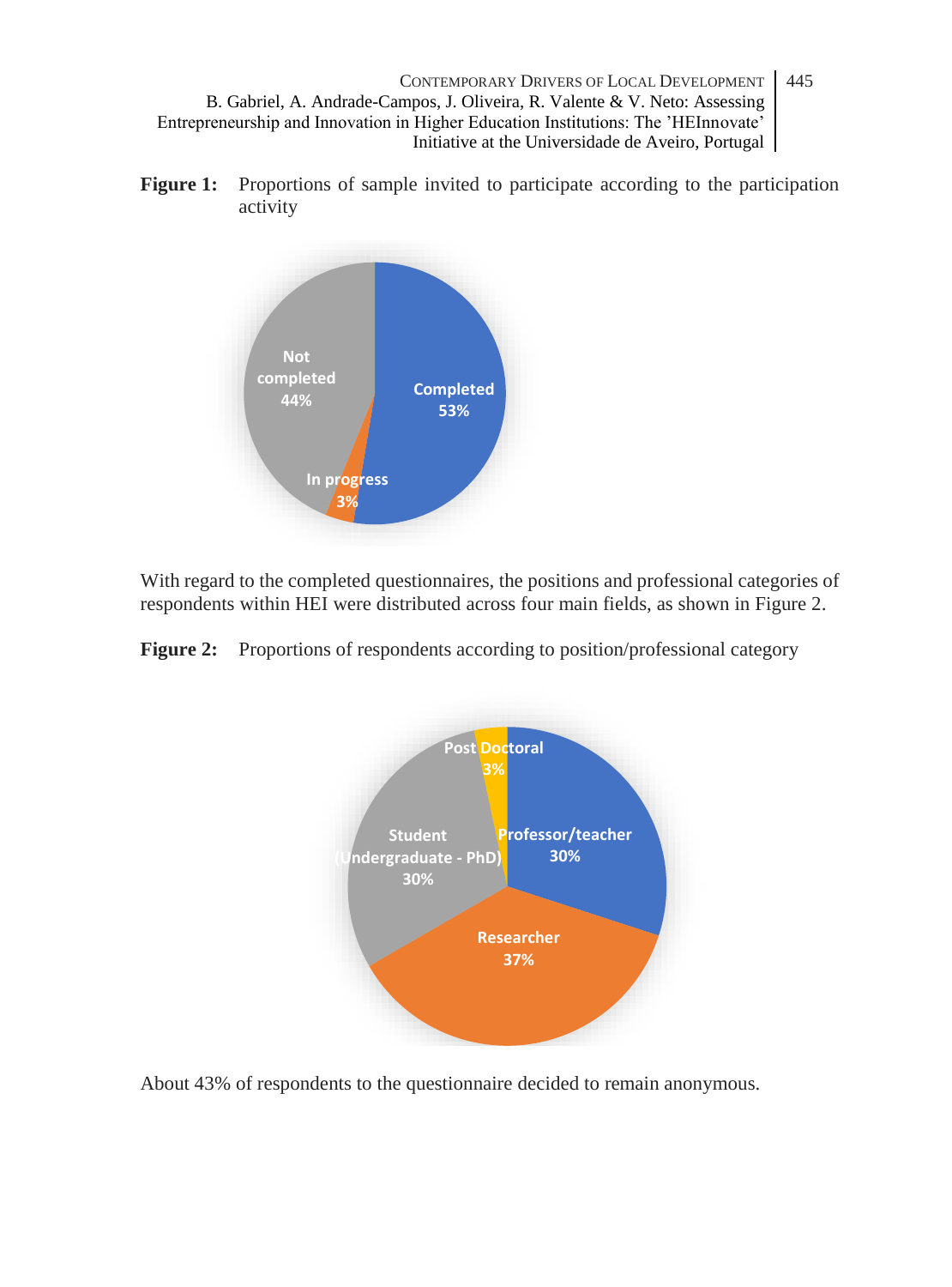**Figure 1:** Proportions of sample invited to participate according to the participation activity

With regard to the completed questionnaires, the positions and professional categories of respondents within HEI were distributed across four main fields, as shown in Figure 2.

**Figure 2:** Proportions of respondents according to position/professional category

About 43% of respondents to the questionnaire decided to remain anonymous.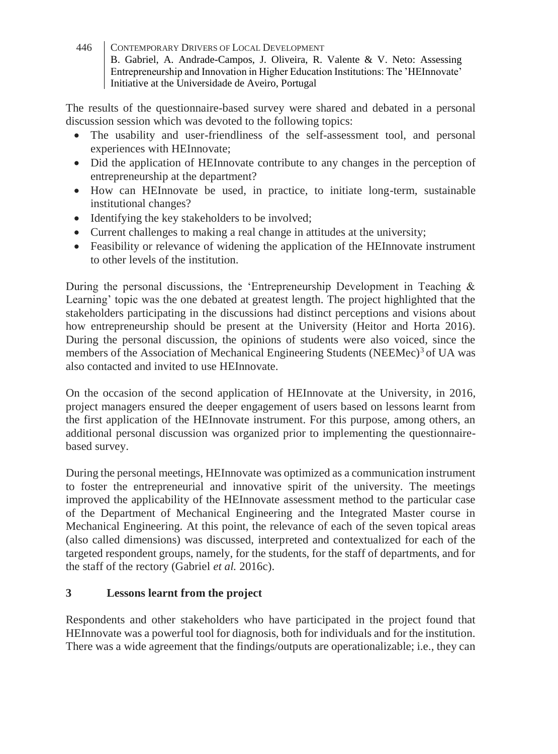The results of the questionnaire-based survey were shared and debated in a personal discussion session which was devoted to the following topics:

- The usability and user-friendliness of the self-assessment tool, and personal experiences with HEInnovate;
- Did the application of HEInnovate contribute to any changes in the perception of entrepreneurship at the department?
- How can HEInnovate be used, in practice, to initiate long-term, sustainable institutional changes?
- Identifying the key stakeholders to be involved;
- Current challenges to making a real change in attitudes at the university;
- Feasibility or relevance of widening the application of the HEInnovate instrument to other levels of the institution.

During the personal discussions, the 'Entrepreneurship Development in Teaching & Learning' topic was the one debated at greatest length. The project highlighted that the stakeholders participating in the discussions had distinct perceptions and visions about how entrepreneurship should be present at the University (Heitor and Horta 2016). During the personal discussion, the opinions of students were also voiced, since the members of the Association of Mechanical Engineering Students (NEEMec)[3] of UA was also contacted and invited to use HEInnovate.

On the occasion of the second application of HEInnovate at the University, in 2016, project managers ensured the deeper engagement of users based on lessons learnt from the first application of the HEInnovate instrument. For this purpose, among others, an additional personal discussion was organized prior to implementing the questionnaire-based survey.

During the personal meetings, HEInnovate was optimized as a communication instrument to foster the entrepreneurial and innovative spirit of the university. The meetings improved the applicability of the HEInnovate assessment method to the particular case of the Department of Mechanical Engineering and the Integrated Master course in Mechanical Engineering. At this point, the relevance of each of the seven topical areas (also called dimensions) was discussed, interpreted and contextualized for each of the targeted respondent groups, namely, for the students, for the staff of departments, and for the staff of the rectory (Gabriel *et al.* 2016c).

## 3 Lessons learnt from the project

Respondents and other stakeholders who have participated in the project found that HEInnovate was a powerful tool for diagnosis, both for individuals and for the institution. There was a wide agreement that the findings/outputs are operationalizable; i.e., they can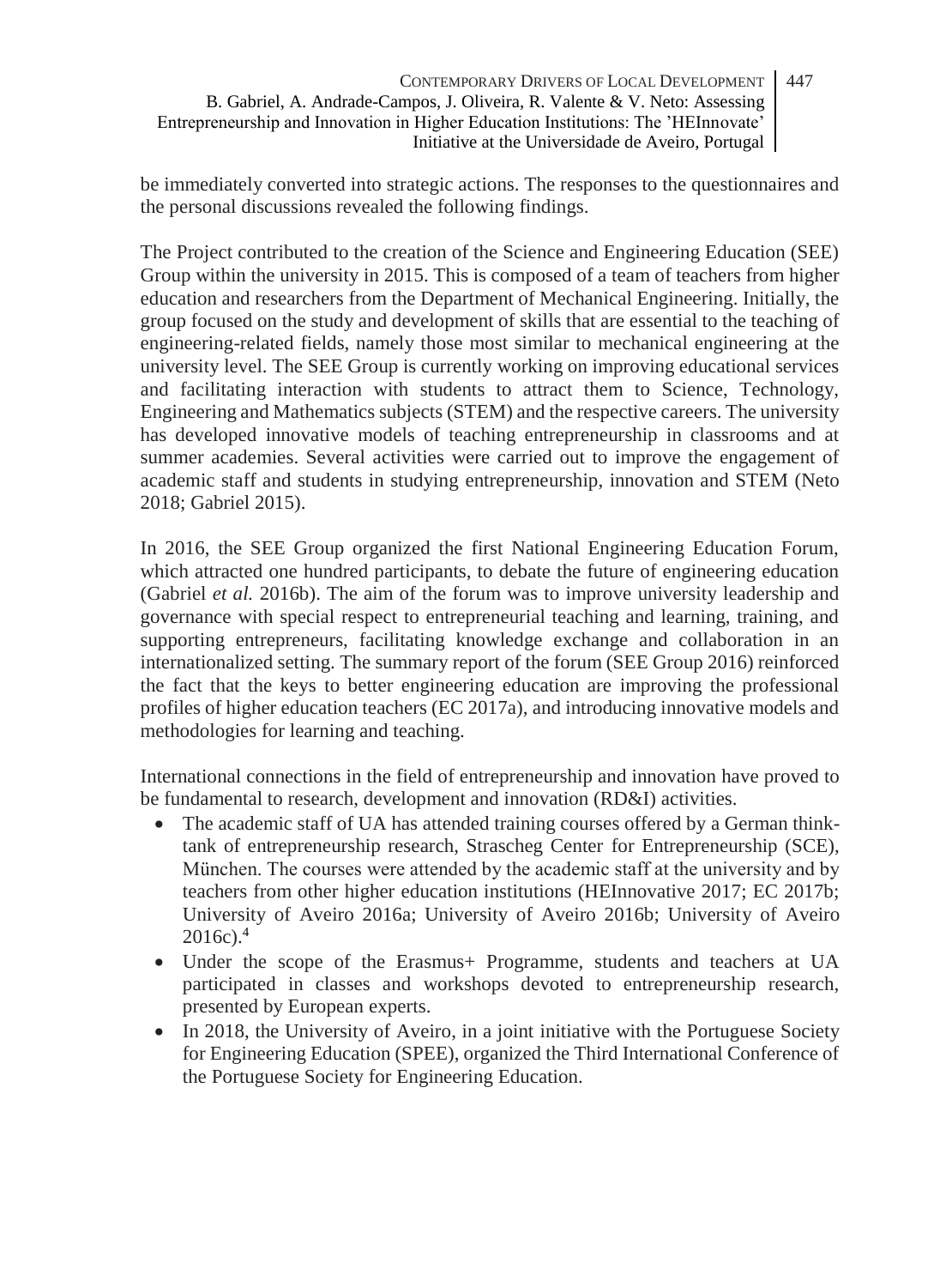be immediately converted into strategic actions. The responses to the questionnaires and the personal discussions revealed the following findings.

The Project contributed to the creation of the Science and Engineering Education (SEE) Group within the university in 2015. This is composed of a team of teachers from higher education and researchers from the Department of Mechanical Engineering. Initially, the group focused on the study and development of skills that are essential to the teaching of engineering-related fields, namely those most similar to mechanical engineering at the university level. The SEE Group is currently working on improving educational services and facilitating interaction with students to attract them to Science, Technology, Engineering and Mathematics subjects (STEM) and the respective careers. The university has developed innovative models of teaching entrepreneurship in classrooms and at summer academies. Several activities were carried out to improve the engagement of academic staff and students in studying entrepreneurship, innovation and STEM (Neto 2018; Gabriel 2015).

In 2016, the SEE Group organized the first National Engineering Education Forum, which attracted one hundred participants, to debate the future of engineering education (Gabriel *et al.* 2016b). The aim of the forum was to improve university leadership and governance with special respect to entrepreneurial teaching and learning, training, and supporting entrepreneurs, facilitating knowledge exchange and collaboration in an internationalized setting. The summary report of the forum (SEE Group 2016) reinforced the fact that the keys to better engineering education are improving the professional profiles of higher education teachers (EC 2017a), and introducing innovative models and methodologies for learning and teaching.

International connections in the field of entrepreneurship and innovation have proved to be fundamental to research, development and innovation (RD&I) activities.

- The academic staff of UA has attended training courses offered by a German think-tank of entrepreneurship research, Strascheg Center for Entrepreneurship (SCE), München. The courses were attended by the academic staff at the university and by teachers from other higher education institutions (HEInnovative 2017; EC 2017b; University of Aveiro 2016a; University of Aveiro 2016b; University of Aveiro 2016c).[4]
- Under the scope of the Erasmus+ Programme, students and teachers at UA participated in classes and workshops devoted to entrepreneurship research, presented by European experts.
- In 2018, the University of Aveiro, in a joint initiative with the Portuguese Society for Engineering Education (SPEE), organized the Third International Conference of the Portuguese Society for Engineering Education.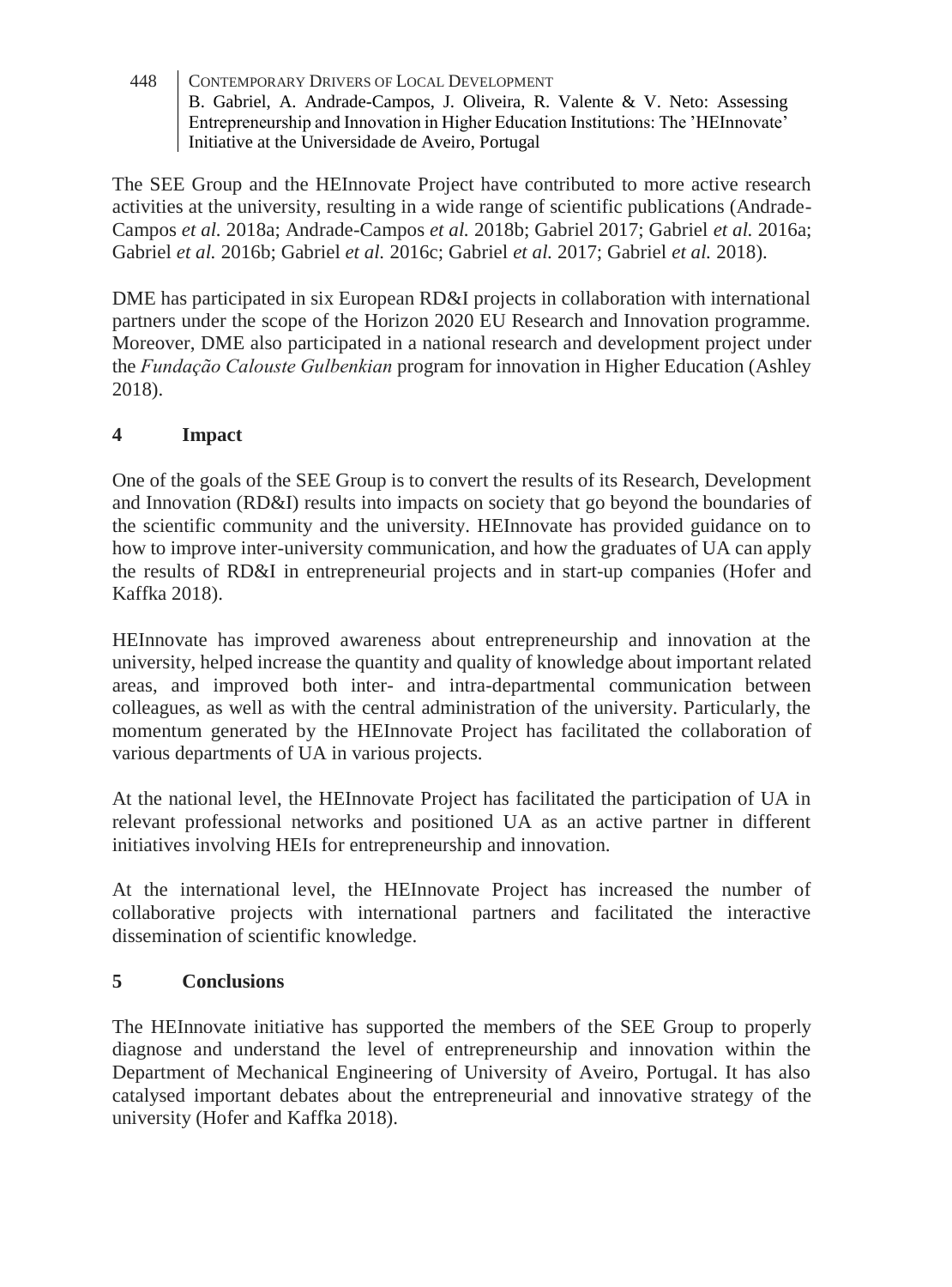The SEE Group and the HEInnovate Project have contributed to more active research activities at the university, resulting in a wide range of scientific publications (Andrade-Campos *et al.* 2018a; Andrade-Campos *et al.* 2018b; Gabriel 2017; Gabriel *et al.* 2016a; Gabriel *et al.* 2016b; Gabriel *et al.* 2016c; Gabriel *et al.* 2017; Gabriel *et al.* 2018).

DME has participated in six European RD&I projects in collaboration with international partners under the scope of the Horizon 2020 EU Research and Innovation programme. Moreover, DME also participated in a national research and development project under the *Fundação Calouste Gulbenkian* program for innovation in Higher Education (Ashley 2018).

## 4 Impact

One of the goals of the SEE Group is to convert the results of its Research, Development and Innovation (RD&I) results into impacts on society that go beyond the boundaries of the scientific community and the university. HEInnovate has provided guidance on to how to improve inter-university communication, and how the graduates of UA can apply the results of RD&I in entrepreneurial projects and in start-up companies (Hofer and Kaffka 2018).

HEInnovate has improved awareness about entrepreneurship and innovation at the university, helped increase the quantity and quality of knowledge about important related areas, and improved both inter- and intra-departmental communication between colleagues, as well as with the central administration of the university. Particularly, the momentum generated by the HEInnovate Project has facilitated the collaboration of various departments of UA in various projects.

At the national level, the HEInnovate Project has facilitated the participation of UA in relevant professional networks and positioned UA as an active partner in different initiatives involving HEIs for entrepreneurship and innovation.

At the international level, the HEInnovate Project has increased the number of collaborative projects with international partners and facilitated the interactive dissemination of scientific knowledge.

## 5 Conclusions

The HEInnovate initiative has supported the members of the SEE Group to properly diagnose and understand the level of entrepreneurship and innovation within the Department of Mechanical Engineering of University of Aveiro, Portugal. It has also catalysed important debates about the entrepreneurial and innovative strategy of the university (Hofer and Kaffka 2018).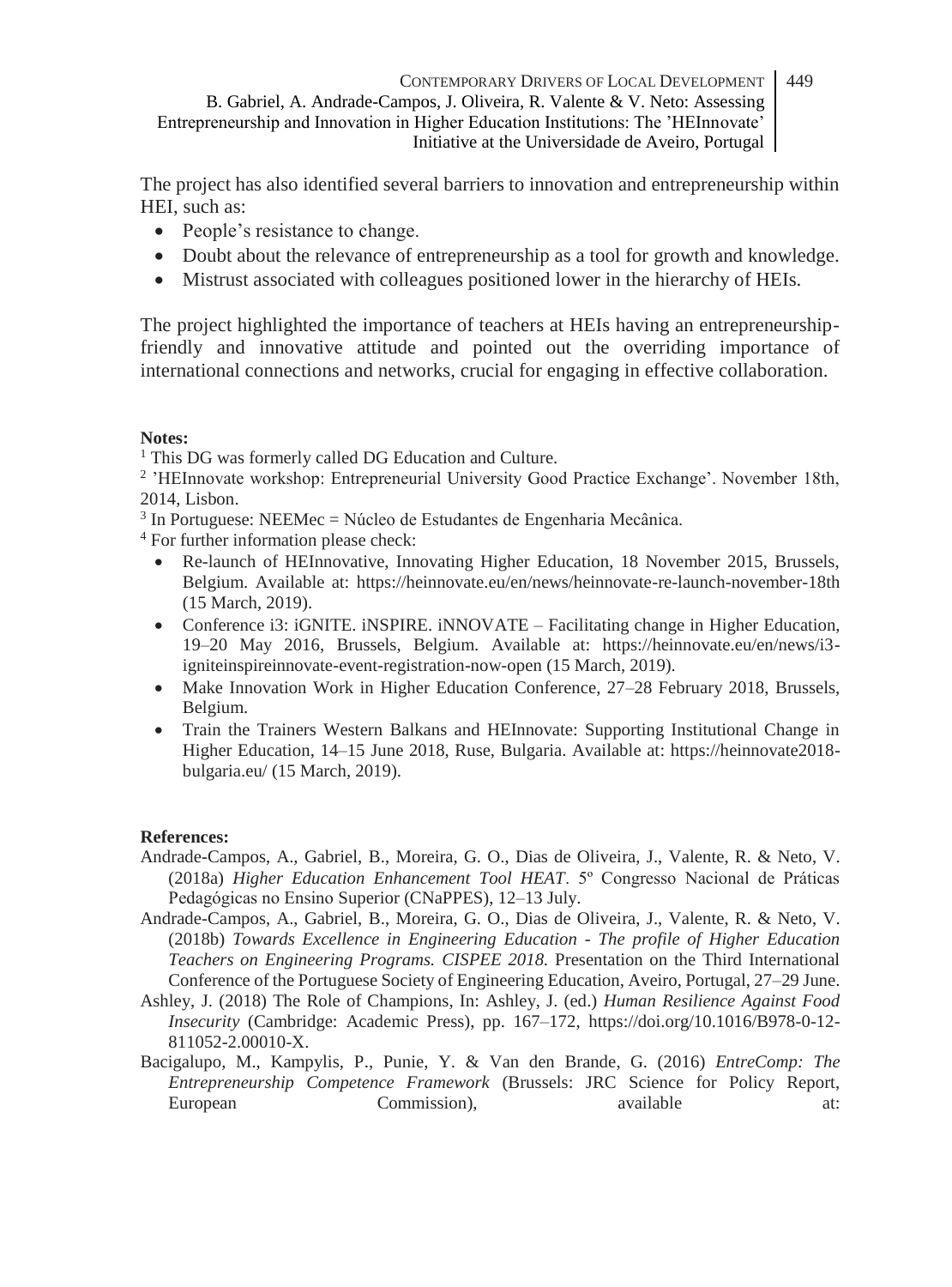The project has also identified several barriers to innovation and entrepreneurship within HEI, such as:

- People's resistance to change.
- Doubt about the relevance of entrepreneurship as a tool for growth and knowledge.
- Mistrust associated with colleagues positioned lower in the hierarchy of HEIs.

The project highlighted the importance of teachers at HEIs having an entrepreneurship-friendly and innovative attitude and pointed out the overriding importance of international connections and networks, crucial for engaging in effective collaboration.

**Notes:**

[1] This DG was formerly called DG Education and Culture.

[2] 'HEInnovate workshop: Entrepreneurial University Good Practice Exchange'. November 18th, 2014, Lisbon.

[3] In Portuguese: NEEMec = Núcleo de Estudantes de Engenharia Mecânica.

[4] For further information please check:

- Re-launch of HEInnovative, Innovating Higher Education, 18 November 2015, Brussels, Belgium. Available at: https://heinnovate.eu/en/news/heinnovate-re-launch-november-18th (15 March, 2019).
- Conference i3: iGNITE. iNSPIRE. iNNOVATE – Facilitating change in Higher Education, 19–20 May 2016, Brussels, Belgium. Available at: https://heinnovate.eu/en/news/i3-igniteinspireinnovate-event-registration-now-open (15 March, 2019).
- Make Innovation Work in Higher Education Conference, 27–28 February 2018, Brussels, Belgium.
- Train the Trainers Western Balkans and HEInnovate: Supporting Institutional Change in Higher Education, 14–15 June 2018, Ruse, Bulgaria. Available at: https://heinnovate2018-bulgaria.eu/ (15 March, 2019).

**References:**

Andrade-Campos, A., Gabriel, B., Moreira, G. O., Dias de Oliveira, J., Valente, R. & Neto, V. (2018a) *Higher Education Enhancement Tool HEAT*. 5º Congresso Nacional de Práticas Pedagógicas no Ensino Superior (CNaPPES), 12–13 July.

Andrade-Campos, A., Gabriel, B., Moreira, G. O., Dias de Oliveira, J., Valente, R. & Neto, V. (2018b) *Towards Excellence in Engineering Education - The profile of Higher Education Teachers on Engineering Programs. CISPEE 2018.* Presentation on the Third International Conference of the Portuguese Society of Engineering Education, Aveiro, Portugal, 27–29 June.

Ashley, J. (2018) The Role of Champions, In: Ashley, J. (ed.) *Human Resilience Against Food Insecurity* (Cambridge: Academic Press), pp. 167–172, https://doi.org/10.1016/B978-0-12-811052-2.00010-X.

Bacigalupo, M., Kampylis, P., Punie, Y. & Van den Brande, G. (2016) *EntreComp: The Entrepreneurship Competence Framework* (Brussels: JRC Science for Policy Report, European Commission), available at: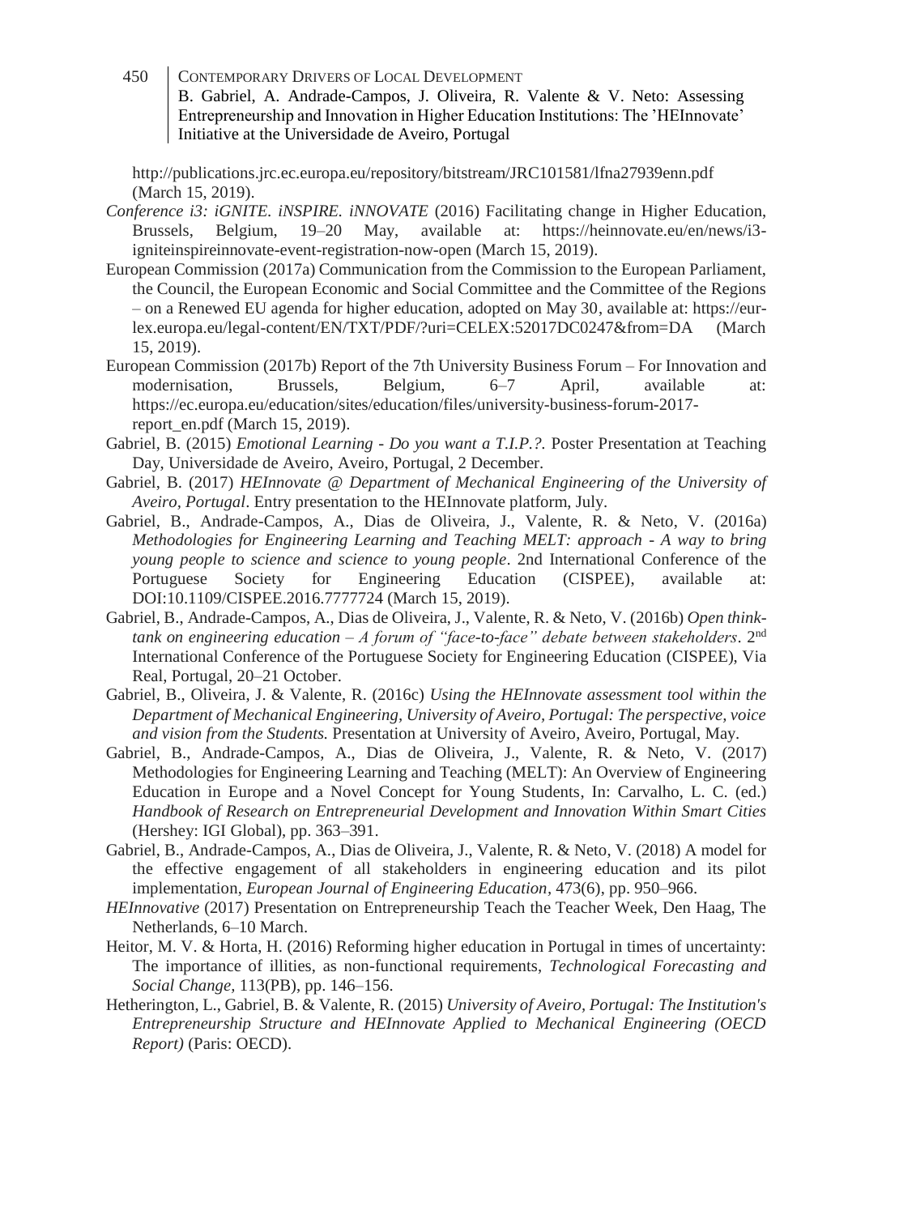http://publications.jrc.ec.europa.eu/repository/bitstream/JRC101581/lfna27939enn.pdf (March 15, 2019).

*Conference i3: iGNITE. iNSPIRE. iNNOVATE* (2016) Facilitating change in Higher Education, Brussels, Belgium, 19–20 May, available at: https://heinnovate.eu/en/news/i3-igniteinspireinnovate-event-registration-now-open (March 15, 2019).

European Commission (2017a) Communication from the Commission to the European Parliament, the Council, the European Economic and Social Committee and the Committee of the Regions – on a Renewed EU agenda for higher education, adopted on May 30, available at: https://eur-lex.europa.eu/legal-content/EN/TXT/PDF/?uri=CELEX:52017DC0247&from=DA (March 15, 2019).

European Commission (2017b) Report of the 7th University Business Forum – For Innovation and modernisation, Brussels, Belgium, 6–7 April, available at: https://ec.europa.eu/education/sites/education/files/university-business-forum-2017-report_en.pdf (March 15, 2019).

Gabriel, B. (2015) *Emotional Learning - Do you want a T.I.P.?.* Poster Presentation at Teaching Day, Universidade de Aveiro, Aveiro, Portugal, 2 December.

Gabriel, B. (2017) *HEInnovate @ Department of Mechanical Engineering of the University of Aveiro, Portugal*. Entry presentation to the HEInnovate platform, July.

Gabriel, B., Andrade-Campos, A., Dias de Oliveira, J., Valente, R. & Neto, V. (2016a) *Methodologies for Engineering Learning and Teaching MELT: approach - A way to bring young people to science and science to young people*. 2nd International Conference of the Portuguese Society for Engineering Education (CISPEE), available at: DOI:10.1109/CISPEE.2016.7777724 (March 15, 2019).

Gabriel, B., Andrade-Campos, A., Dias de Oliveira, J., Valente, R. & Neto, V. (2016b) *Open think-tank on engineering education – A forum of "face-to-face" debate between stakeholders*. 2nd International Conference of the Portuguese Society for Engineering Education (CISPEE), Via Real, Portugal, 20–21 October.

Gabriel, B., Oliveira, J. & Valente, R. (2016c) *Using the HEInnovate assessment tool within the Department of Mechanical Engineering, University of Aveiro, Portugal: The perspective, voice and vision from the Students.* Presentation at University of Aveiro, Aveiro, Portugal, May.

Gabriel, B., Andrade-Campos, A., Dias de Oliveira, J., Valente, R. & Neto, V. (2017) Methodologies for Engineering Learning and Teaching (MELT): An Overview of Engineering Education in Europe and a Novel Concept for Young Students, In: Carvalho, L. C. (ed.) *Handbook of Research on Entrepreneurial Development and Innovation Within Smart Cities* (Hershey: IGI Global), pp. 363–391.

Gabriel, B., Andrade-Campos, A., Dias de Oliveira, J., Valente, R. & Neto, V. (2018) A model for the effective engagement of all stakeholders in engineering education and its pilot implementation, *European Journal of Engineering Education*, 473(6), pp. 950–966.

*HEInnovative* (2017) Presentation on Entrepreneurship Teach the Teacher Week, Den Haag, The Netherlands, 6–10 March.

Heitor, M. V. & Horta, H. (2016) Reforming higher education in Portugal in times of uncertainty: The importance of illities, as non-functional requirements, *Technological Forecasting and Social Change,* 113(PB), pp. 146–156.

Hetherington, L., Gabriel, B. & Valente, R. (2015) *University of Aveiro, Portugal: The Institution's Entrepreneurship Structure and HEInnovate Applied to Mechanical Engineering (OECD Report)* (Paris: OECD).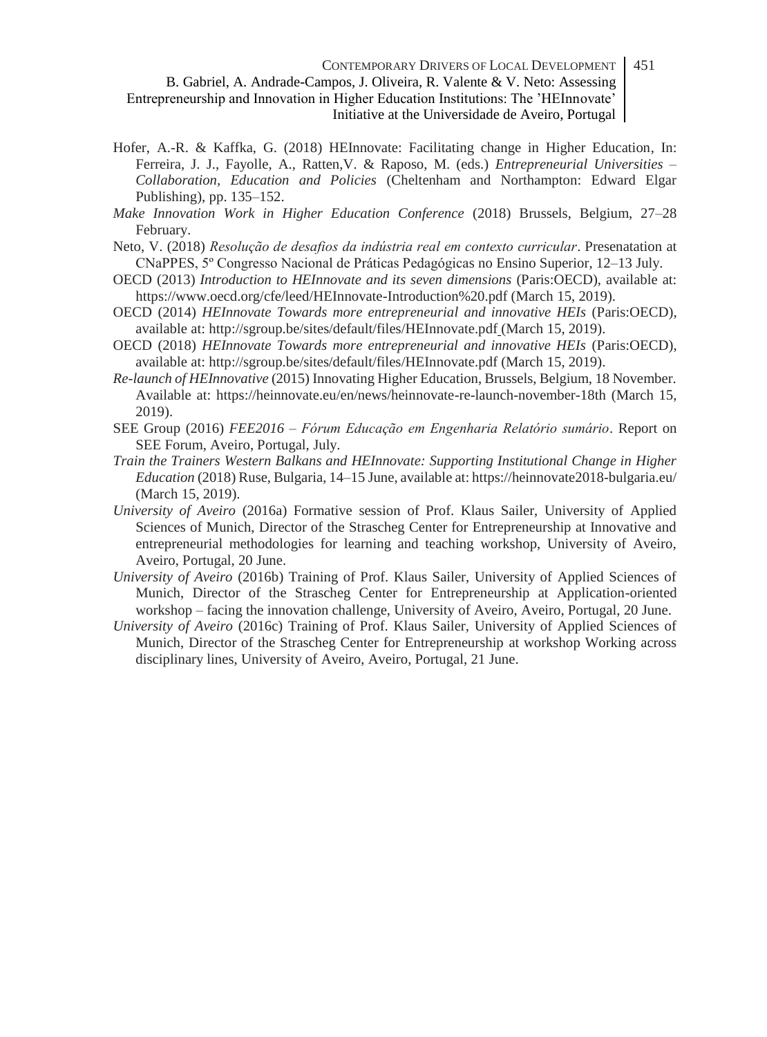Hofer, A.-R. & Kaffka, G. (2018) HEInnovate: Facilitating change in Higher Education, In: Ferreira, J. J., Fayolle, A., Ratten,V. & Raposo, M. (eds.) *Entrepreneurial Universities – Collaboration, Education and Policies* (Cheltenham and Northampton: Edward Elgar Publishing), pp. 135–152.

*Make Innovation Work in Higher Education Conference* (2018) Brussels, Belgium, 27–28 February.

Neto, V. (2018) *Resolução de desafios da indústria real em contexto curricular*. Presenatation at CNaPPES, 5º Congresso Nacional de Práticas Pedagógicas no Ensino Superior, 12–13 July.

OECD (2013) *Introduction to HEInnovate and its seven dimensions* (Paris:OECD), available at: https://www.oecd.org/cfe/leed/HEInnovate-Introduction%20.pdf (March 15, 2019).

OECD (2014) *HEInnovate Towards more entrepreneurial and innovative HEIs* (Paris:OECD), available at: http://sgroup.be/sites/default/files/HEInnovate.pdf (March 15, 2019).

OECD (2018) *HEInnovate Towards more entrepreneurial and innovative HEIs* (Paris:OECD), available at: http://sgroup.be/sites/default/files/HEInnovate.pdf (March 15, 2019).

*Re-launch of HEInnovative* (2015) Innovating Higher Education, Brussels, Belgium, 18 November. Available at: https://heinnovate.eu/en/news/heinnovate-re-launch-november-18th (March 15, 2019).

SEE Group (2016) *FEE2016 – Fórum Educação em Engenharia Relatório sumário*. Report on SEE Forum, Aveiro, Portugal, July.

*Train the Trainers Western Balkans and HEInnovate: Supporting Institutional Change in Higher Education* (2018) Ruse, Bulgaria, 14–15 June, available at: https://heinnovate2018-bulgaria.eu/ (March 15, 2019).

*University of Aveiro* (2016a) Formative session of Prof. Klaus Sailer, University of Applied Sciences of Munich, Director of the Strascheg Center for Entrepreneurship at Innovative and entrepreneurial methodologies for learning and teaching workshop, University of Aveiro, Aveiro, Portugal, 20 June.

*University of Aveiro* (2016b) Training of Prof. Klaus Sailer, University of Applied Sciences of Munich, Director of the Strascheg Center for Entrepreneurship at Application-oriented workshop – facing the innovation challenge, University of Aveiro, Aveiro, Portugal, 20 June.

*University of Aveiro* (2016c) Training of Prof. Klaus Sailer, University of Applied Sciences of Munich, Director of the Strascheg Center for Entrepreneurship at workshop Working across disciplinary lines, University of Aveiro, Aveiro, Portugal, 21 June.